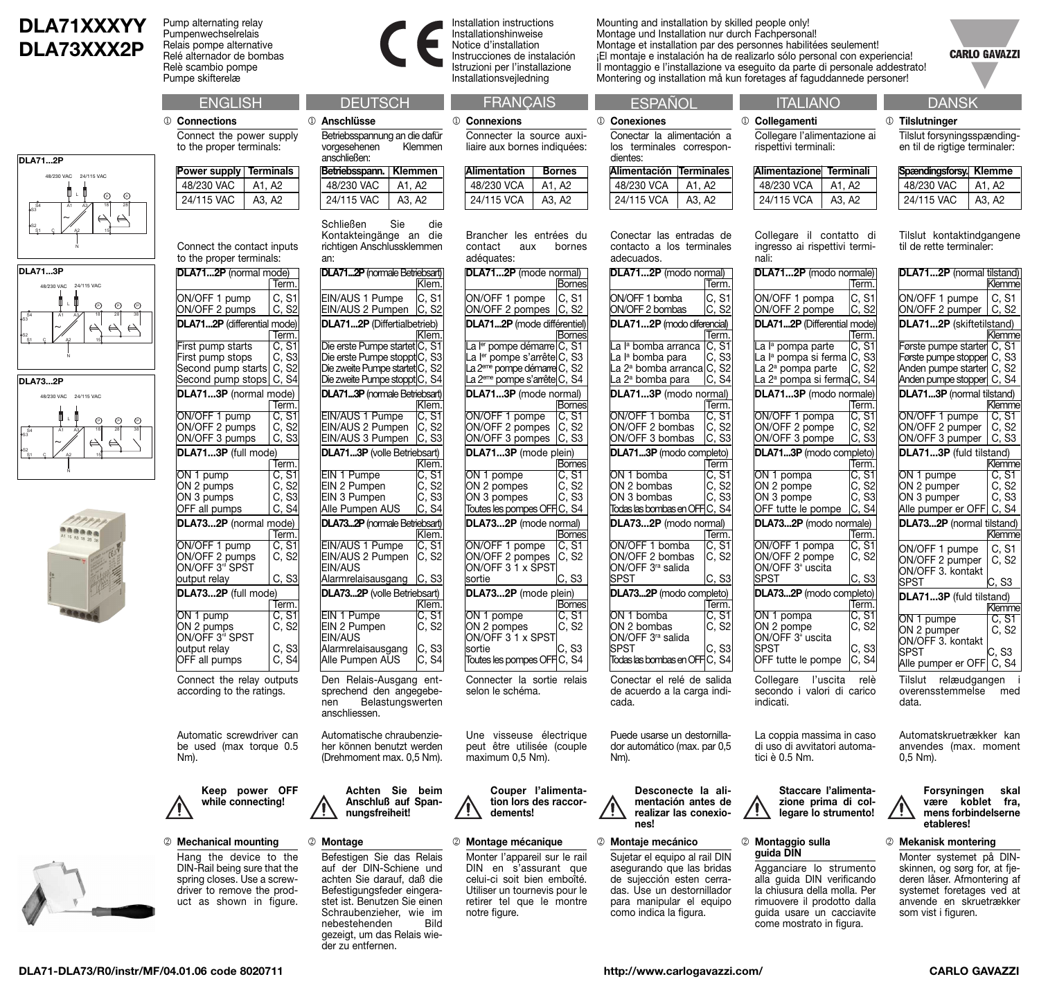# DLA71XXXYY
# DLA73XXX2P

Pump alternating relay
Pumpenwechselrelais
Relais pompe alternative
Relé alternador de bombas
Relè scambio pompe
Pumpe skifterelæ

Installation instructions
Installationshinweise
Notice d'installation
Instrucciones de instalación
Istruzioni per l'installazione
Installationsvejledning

Mounting and installation by skilled people only!
Montage und Installation nur durch Fachpersonal!
Montage et installation par des personnes habilitées seulement!
¡El montaje e instalación ha de realizarlo sólo personal con experiencia!
Il montaggio e l'installazione va eseguito da parte di personale addestrato!
Montering og installation må kun foretages af faguddannede personer!

CARLO GAVAZZI

DLA71...2P

DLA71...3P

DLA73...2P

## ENGLISH

### ① Connections

Connect the power supply to the proper terminals:

| Power supply | Terminals |
|---|---|
| 48/230 VAC | A1, A2 |
| 24/115 VAC | A3, A2 |

Connect the contact inputs to the proper terminals:

| DLA71...2P (normal mode) | Term. |
|---|---|
| ON/OFF 1 pump | C, S1 |
| ON/OFF 2 pumps | C, S2 |
| **DLA71...2P** (differential mode) | Term. |
| First pump starts | C, S1 |
| First pump stops | C, S3 |
| Second pump starts | C, S2 |
| Second pump stops | C, S4 |
| **DLA71...3P** (normal mode) | Term. |
| ON/OFF 1 pump | C, S1 |
| ON/OFF 2 pumps | C, S2 |
| ON/OFF 3 pumps | C, S3 |
| **DLA71...3P** (full mode) | Term. |
| ON 1 pump | C, S1 |
| ON 2 pumps | C, S2 |
| ON 3 pumps | C, S3 |
| OFF all pumps | C, S4 |
| **DLA73...2P** (normal mode) | Term. |
| ON/OFF 1 pump | C, S1 |
| ON/OFF 2 pumps | C, S2 |
| ON/OFF 3rd SPST output relay | C, S3 |
| **DLA73...2P** (full mode) | Term. |
| ON 1 pump | C, S1 |
| ON 2 pumps | C, S2 |
| ON/OFF 3rd SPST output relay | C, S3 |
| OFF all pumps | C, S4 |

Connect the relay outputs according to the ratings.

Automatic screwdriver can be used (max torque 0.5 Nm).

**Keep power OFF while connecting!**

### ② Mechanical mounting

Hang the device to the DIN-Rail being sure that the spring closes. Use a screwdriver to remove the product as shown in figure.

## DEUTSCH

### ① Anschlüsse

Betriebsspannung an die dafür vorgesehenen Klemmen anschließen:

| Betriebsspann. | Klemmen |
|---|---|
| 48/230 VAC | A1, A2 |
| 24/115 VAC | A3, A2 |

Schließen Sie die Kontakteingänge an die richtigen Anschlussklemmen an:

| DLA71...2P (normale Betriebsart) | Klem. |
|---|---|
| EIN/AUS 1 Pumpe | C, S1 |
| EIN/AUS 2 Pumpen | C, S2 |
| **DLA71...2P** (Differtialbetrieb) | Klem. |
| Die erste Pumpe startet | C, S1 |
| Die erste Pumpe stoppt | C, S3 |
| Die zweite Pumpe startet | C, S2 |
| Die zweite Pumpe stoppt | C, S4 |
| **DLA71...3P** (normale Betriebsart) | Klem. |
| EIN/AUS 1 Pumpe | C, S1 |
| EIN/AUS 2 Pumpen | C, S2 |
| EIN/AUS 3 Pumpen | C, S3 |
| **DLA71...3P** (volle Betriebsart) | Klem. |
| EIN 1 Pumpe | C, S1 |
| EIN 2 Pumpen | C, S2 |
| EIN 3 Pumpen | C, S3 |
| Alle Pumpen AUS | C, S4 |
| **DLA73...2P** (normale Betriebsart) | Klem. |
| EIN/AUS 1 Pumpe | C, S1 |
| EIN/AUS 2 Pumpen | C, S2 |
| EIN/AUS Alarmrelaisausgang | C, S3 |
| **DLA73...2P** (volle Betriebsart) | Klem. |
| EIN 1 Pumpe | C, S1 |
| EIN 2 Pumpen | C, S2 |
| EIN/AUS Alarmrelaisausgang | C, S3 |
| Alle Pumpen AUS | C, S4 |

Den Relais-Ausgang entsprechend den angegebenen Belastungswerten anschliessen.

Automatische chraubenzieher können benutzt werden (Drehmoment max. 0,5 Nm).

**Achten Sie beim Anschluß auf Spannungsfreiheit!**

### ② Montage

Befestigen Sie das Relais auf der DIN-Schiene und achten Sie darauf, daß die Befestigungsfeder eingerastet ist. Benutzen Sie einen Schraubenzieher, wie im nebestehenden Bild gezeigt, um das Relais wieder zu entfernen.

## FRANÇAIS

### ① Connexions

Connecter la source auxiliaire aux bornes indiquées:

| Alimentation | Bornes |
|---|---|
| 48/230 VCA | A1, A2 |
| 24/115 VCA | A3, A2 |

Brancher les entrées du contact aux bornes adéquates:

| DLA71...2P (mode normal) | Bornes |
|---|---|
| ON/OFF 1 pompe | C, S1 |
| ON/OFF 2 pompes | C, S2 |
| **DLA71...2P** (mode différentiel) | Bornes |
| La Ier pompe démarre | C, S1 |
| La Ier pompe s'arrête | C, S3 |
| La 2ème pompe démarre | C, S2 |
| La 2ème pompe s'arrête | C, S4 |
| **DLA71...3P** (mode normal) | Bornes |
| ON/OFF 1 pompe | C, S1 |
| ON/OFF 2 pompes | C, S2 |
| ON/OFF 3 pompes | C, S3 |
| **DLA71...3P** (mode plein) | Bornes |
| ON 1 pompe | C, S1 |
| ON 2 pompes | C, S2 |
| ON 3 pompes | C, S3 |
| Toutes les pompes OFF | C, S4 |
| **DLA73...2P** (mode normal) | Bornes |
| ON/OFF 1 pompe | C, S1 |
| ON/OFF 2 pompes | C, S2 |
| ON/OFF 3 1 x SPST sortie | C, S3 |
| **DLA73...2P** (mode plein) | Bornes |
| ON 1 pompe | C, S1 |
| ON 2 pompes | C, S2 |
| ON/OFF 3 1 x SPST sortie | C, S3 |
| Toutes les pompes OFF | C, S4 |

Connecter la sortie relais selon le schéma.

Une visseuse électrique peut être utilisée (couple maximum 0,5 Nm).

**Couper l'alimentation lors des raccordements!**

### ② Montage mécanique

Monter l'appareil sur le rail DIN en s'assurant que celui-ci soit bien emboîté. Utiliser un tournevis pour le retirer tel que le montre notre figure.

## ESPAÑOL

### ① Conexiones

Conectar la alimentación a los terminales correspondientes:

| Alimentación | Terminales |
|---|---|
| 48/230 VCA | A1, A2 |
| 24/115 VCA | A3, A2 |

Conectar las entradas de contacto a los terminales adecuados.

| DLA71...2P (modo normal) | Term. |
|---|---|
| ON/OFF 1 bomba | C, S1 |
| ON/OFF 2 bombas | C, S2 |
| **DLA71...2P** (modo diferencial) | Term. |
| La Ia bomba arranca | C, S1 |
| La Ia bomba para | C, S3 |
| La 2a bomba arranca | C, S2 |
| La 2a bomba para | C, S4 |
| **DLA71...3P** (modo normal) | Term. |
| ON/OFF 1 bomba | C, S1 |
| ON/OFF 2 bombas | C, S2 |
| ON/OFF 3 bombas | C, S3 |
| **DLA71...3P** (modo completo) | Term |
| ON 1 bomba | C, S1 |
| ON 2 bombas | C, S2 |
| ON 3 bombas | C, S3 |
| Todas las bombas en OFF | C, S4 |
| **DLA73...2P** (modo normal) | Term. |
| ON/OFF 1 bomba | C, S1 |
| ON/OFF 2 bombas | C, S2 |
| ON/OFF 3ra salida SPST | C, S3 |
| **DLA73...2P** (modo completo) | Term. |
| ON 1 bomba | C, S1 |
| ON 2 bombas | C, S2 |
| ON/OFF 3ra salida SPST | C, S3 |
| Todas las bombas en OFF | C, S4 |

Conectar el relé de salida de acuerdo a la carga indicada.

Puede usarse un destornillador automático (max. par 0,5 Nm).

**Desconecte la alimentación antes de realizar las conexiones!**

### ② Montaje mecánico

Sujetar el equipo al rail DIN asegurando que las bridas de sujección esten cerradas. Use un destornillador para manipular el equipo como indica la figura.

## ITALIANO

### ① Collegamenti

Collegare l'alimentazione ai rispettivi terminali:

| Alimentazione | Terminali |
|---|---|
| 48/230 VCA | A1, A2 |
| 24/115 VCA | A3, A2 |

Collegare il contatto di ingresso ai rispettivi terminali:

| DLA71...2P (modo normale) | Term. |
|---|---|
| ON/OFF 1 pompa | C, S1 |
| ON/OFF 2 pompe | C, S2 |
| **DLA71...2P** (Differential mode) | Term. |
| La Ia pompa parte | C, S1 |
| La Ia pompa si ferma | C, S3 |
| La 2a pompa parte | C, S2 |
| La 2a pompa si ferma | C, S4 |
| **DLA71...3P** (modo normale) | Term. |
| ON/OFF 1 pompa | C, S1 |
| ON/OFF 2 pompe | C, S2 |
| ON/OFF 3 pompe | C, S3 |
| **DLA71...3P** (modo completo) | Term. |
| ON 1 pompa | C, S1 |
| ON 2 pompe | C, S2 |
| ON 3 pompe | C, S3 |
| OFF tutte le pompe | C, S4 |
| **DLA73...2P** (modo normale) | Term. |
| ON/OFF 1 pompa | C, S1 |
| ON/OFF 2 pompe | C, S2 |
| ON/OFF 3a uscita SPST | C, S3 |
| **DLA73...2P** (modo completo) | Term. |
| ON 1 pompa | C, S1 |
| ON 2 pompe | C, S2 |
| ON/OFF 3a uscita SPST | C, S3 |
| OFF tutte le pompe | C, S4 |

Collegare l'uscita relè secondo i valori di carico indicati.

La coppia massima in caso di uso di avvitatori automatici è 0.5 Nm.

**Staccare l'alimentazione prima di collegare lo strumento!**

### ② Montaggio sulla guida DIN

Agganciare lo strumento alla guida DIN verificando la chiusura della molla. Per rimuovere il prodotto dalla guida usare un cacciavite come mostrato in figura.

## DANSK

### ① Tilslutninger

Tilslut forsyningsspændingen til de rigtige terminaler:

| Spændingsforsy. | Klemme |
|---|---|
| 48/230 VAC | A1, A2 |
| 24/115 VAC | A3, A2 |

Tilslut kontaktindgangene til de rette terminaler:

| DLA71...2P (normal tilstand) | Klemme |
|---|---|
| ON/OFF 1 pumpe | C, S1 |
| ON/OFF 2 pumper | C, S2 |
| **DLA71...2P** (skiftetilstand) | Klemme |
| Første pumpe starter | C, S1 |
| Første pumpe stopper | C, S3 |
| Anden pumpe starter | C, S2 |
| Anden pumpe stopper | C, S4 |
| **DLA71...3P** (normal tilstand) | Klemme |
| ON/OFF 1 pumpe | C, S1 |
| ON/OFF 2 pumper | C, S2 |
| ON/OFF 3 pumper | C, S3 |
| **DLA71...3P** (fuld tilstand) | Klemme |
| ON 1 pumpe | C, S1 |
| ON 2 pumper | C, S2 |
| ON 3 pumper | C, S3 |
| Alle pumper er OFF | C, S4 |
| **DLA73...2P** (normal tilstand) | Klemme |
| ON/OFF 1 pumpe | C, S1 |
| ON/OFF 2 pumper | C, S2 |
| ON/OFF 3. kontakt SPST | C, S3 |
| **DLA71...3P** (fuld tilstand) | Klemme |
| ON 1 pumpe | C, S1 |
| ON 2 pumper | C, S2 |
| ON/OFF 3. kontakt SPST | C, S3 |
| Alle pumper er OFF | C, S4 |

Tilslut relæudgangen i overensstemmelse med data.

Automatskruetrækker kan anvendes (max. moment 0,5 Nm).

**Forsyningen skal være koblet fra, mens forbindelserne etableres!**

### ② Mekanisk montering

Monter systemet på DIN-skinnen, og sørg for, at fjederen låser. Afmontering af systemet foretages ved at anvende en skruetrækker som vist i figuren.

DLA71-DLA73/R0/instr/MF/04.01.06 code 8020711 http://www.carlogavazzi.com/ CARLO GAVAZZI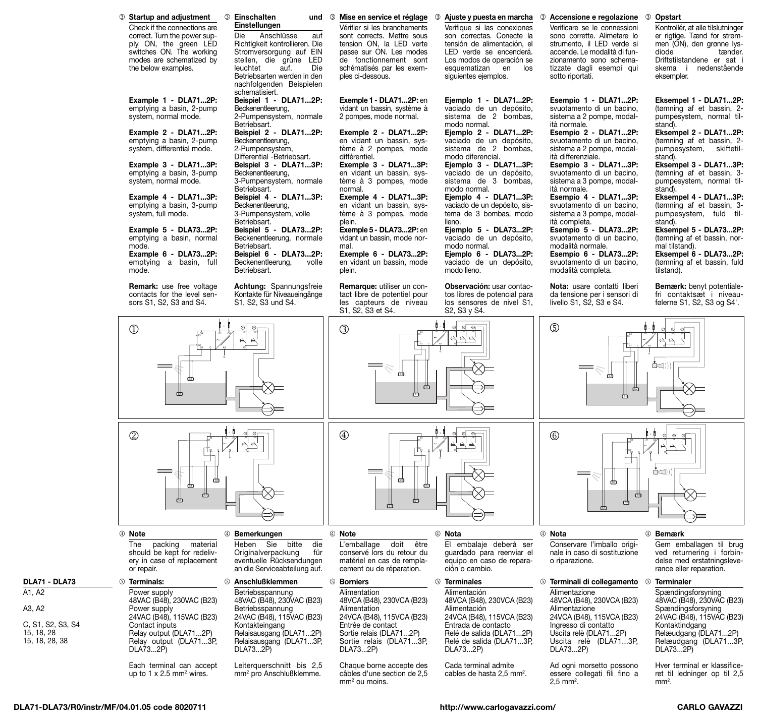### ③ Startup and adjustment

Check if the connections are correct. Turn the power supply ON, the green LED switches ON. The working modes are schematized by the below examples.

**Example 1 - DLA71...2P:** emptying a basin, 2-pump system, normal mode.

**Example 2 - DLA71...2P:** emptying a basin, 2-pump system, differential mode.

**Example 3 - DLA71...3P:** emptying a basin, 3-pump system, normal mode.

**Example 4 - DLA71...3P:** emptying a basin, 3-pump system, full mode.

**Example 5 - DLA73...2P:** emptying a basin, normal mode.

**Example 6 - DLA73...2P:** emptying a basin, full mode.

**Remark:** use free voltage contacts for the level sensors S1, S2, S3 and S4.

### ③ Einschalten und Einstellungen

Die Anschlüsse auf Richtigkeit kontrollieren. Die Stromversorgung auf EIN stellen, die grüne LED leuchtet auf. Die Betriebsarten werden in den nachfolgenden Beispielen schematisiert.

**Beispiel 1 - DLA71...2P:** Beckenentleerung, 2-Pumpensystem, normale Betriebsart.

**Beispiel 2 - DLA71...2P:** Beckenentleerung, 2-Pumpensystem, Differential -Betriebsart.

**Beispiel 3 - DLA71...3P:** Beckenentleerung, 3-Pumpensystem, normale Betriebsart.

**Beispiel 4 - DLA71...3P:** Beckenentleerung, 3-Pumpensystem, volle Betriebsart.

**Beispiel 5 - DLA73...2P:** Beckenentleerung, normale Betriebsart.

**Beispiel 6 - DLA73...2P:** Beckenentleerung, volle Betriebsart.

**Achtung:** Spannungsfreie Kontakte für Niveaueingänge S1, S2, S3 und S4.

### ③ Mise en service et réglage

Vérifier si les branchements sont corrects. Mettre sous tension ON, la LED verte passe sur ON. Les modes de fonctionnement sont schématisés par les exemples ci-dessous.

**Exemple 1 - DLA71...2P:** en vidant un bassin, système à 2 pompes, mode normal.

**Exemple 2 - DLA71...2P:** en vidant un bassin, système à 2 pompes, mode différentiel.

**Exemple 3 - DLA71...3P:** en vidant un bassin, système à 3 pompes, mode normal.

**Exemple 4 - DLA71...3P:** en vidant un bassin, système à 3 pompes, mode plein.

**Exemple 5 - DLA73...2P:** en vidant un bassin, mode normal.

**Exemple 6 - DLA73...2P:** en vidant un bassin, mode plein.

**Remarque:** utiliser un contact libre de potentiel pour les capteurs de niveau S1, S2, S3 et S4.

### ③ Ajuste y puesta en marcha

Verifique si las conexiones son correctas. Conecte la tensión de alimentación, el LED verde se encenderá. Los modos de operación se esquematizan en los siguientes ejemplos.

**Ejemplo 1 - DLA71...2P:** vaciado de un depósito, sistema de 2 bombas, modo normal.

**Ejemplo 2 - DLA71...2P:** vaciado de un depósito, sistema de 2 bombas, modo diferencial.

**Ejemplo 3 - DLA71...3P:** vaciado de un depósito, sistema de 3 bombas, modo normal.

**Ejemplo 4 - DLA71...3P:** vaciado de un depósito, sistema de 3 bombas, modo lleno.

**Ejemplo 5 - DLA73...2P:** vaciado de un depósito, modo normal.

**Ejemplo 6 - DLA73...2P:** vaciado de un depósito, modo lleno.

**Observación:** usar contactos libres de potencial para los sensores de nivel S1, S2, S3 y S4.

### ③ Accensione e regolazione

Verificare se le connessioni sono corrette. Alimetare lo strumento, il LED verde si accende. Le modalità di funzionamento sono schematizzate dagli esempi qui sotto riportati.

**Esempio 1 - DLA71...2P:** svuotamento di un bacino, sistema a 2 pompe, modalità normale.

**Esempio 2 - DLA71...2P:** svuotamento di un bacino, sistema a 2 pompe, modalità differenziale.

**Esempio 3 - DLA71...3P:** svuotamento di un bacino, sistema a 3 pompe, modalità normale.

**Esempio 4 - DLA71...3P:** svuotamento di un bacino, sistema a 3 pompe, modalità completa.

**Esempio 5 - DLA73...2P:** svuotamento di un bacino, modalità normale.

**Esempio 6 - DLA73...2P:** svuotamento di un bacino, modalità completa.

**Nota:** usare contatti liberi da tensione per i sensori di livello S1, S2, S3 e S4.

### ③ Opstart

Kontrollér, at alle tilslutninger er rigtige. Tænd for strømmen (ON), den grønne lysdiode tænder. Driftstilstandene er sat i skema i nedenstående eksempler.

**Eksempel 1 - DLA71...2P:** (tømning af et bassin, 2-pumpesystem, normal tilstand).

**Eksempel 2 - DLA71...2P:** (tømning af et bassin, 2-pumpesystem, skiftetilstand).

**Eksempel 3 - DLA71...3P:** (tømning af et bassin, 3-pumpesystem, normal tilstand).

**Eksempel 4 - DLA71...3P:** (tømning af et bassin, 3-pumpesystem, fuld tilstand).

**Eksempel 5 - DLA73...2P:** (tømning af et bassin, normal tilstand).

**Eksempel 6 - DLA73...2P:** (tømning af et bassin, fuld tilstand).

**Bemærk:** benyt potentialefri kontaktsæt i niveaufølerne S1, S2, S3 og S4'.

①

②

③

④

⑤

⑥

### ④ Note

The packing material should be kept for redelivery in case of replacement or repair.

### ④ Bemerkungen

Heben Sie bitte die Originalverpackung für eventuelle Rücksendungen an die Serviceabteilung auf.

### ④ Note

L'emballage doit être conservé lors du retour du matériel en cas de remplacement ou de réparation.

### ④ Nota

El embalaje deberá ser guardado para reenviar el equipo en caso de reparación o cambio.

### ④ Nota

Conservare l'imballo originale in caso di sostituzione o riparazione.

### ④ Bemærk

Gem emballagen til brug ved returnering i forbindelse med erstatningslevrance eller reparation.

### DLA71 - DLA73

A1, A2

A3, A2

C, S1, S2, S3, S4

15, 18, 28

15, 18, 28, 38

### ⑤ Terminals:

Power supply 48VAC (B48), 230VAC (B23)

Power supply 24VAC (B48), 115VAC (B23)

Contact inputs

Relay output (DLA71...2P)

Relay output (DLA71...3P, DLA73...2P)

Each terminal can accept up to 1 x 2.5 mm² wires.

### ⑤ Anschlußklemmen

Betriebsspannung 48VAC (B48), 230VAC (B23)

Betriebsspannung 24VAC (B48), 115VAC (B23)

Kontakteingang

Relaisausgang (DLA71...2P)

Relaisausgang (DLA71...3P, DLA73...2P)

Leiterquerschnitt bis 2,5 mm² pro Anschlußklemme.

### ⑤ Borniers

Alimentation 48VCA (B48), 230VCA (B23)

Alimentation 24VCA (B48), 115VCA (B23)

Entrée de contact

Sortie relais (DLA71...2P)

Sortie relais (DLA71...3P, DLA73...2P)

Chaque borne accepte des câbles d'une section de 2,5 mm² ou moins.

### ⑤ Terminales

Alimentación 48VCA (B48), 230VCA (B23)

Alimentación 24VCA (B48), 115VCA (B23)

Entrada de contacto

Relé de salida (DLA71...2P)

Relé de salida (DLA71...3P, DLA73...2P)

Cada terminal admite cables de hasta 2,5 mm².

### ⑤ Terminali di collegamento

Alimentazione 48VCA (B48), 230VCA (B23)

Alimentazione 24VCA (B48), 115VCA (B23)

Ingresso di contatto

Uscita relè (DLA71...2P)

Uscita relè (DLA71...3P, DLA73...2P)

Ad ogni morsetto possono essere collegati fili fino a 2,5 mm².

### ⑤ Terminaler

Spændingsforsyning 48VAC (B48), 230VAC (B23)

Spændingsforsyning 24VAC (B48), 115VAC (B23)

Kontaktindgang

Relæudgang (DLA71...2P)

Relæudgang (DLA71...3P, DLA73...2P)

Hver terminal er klassificeret til ledninger op til 2,5 mm².

DLA71-DLA73/R0/instr/MF/04.01.05 code 8020711 http://www.carlogavazzi.com/ CARLO GAVAZZI